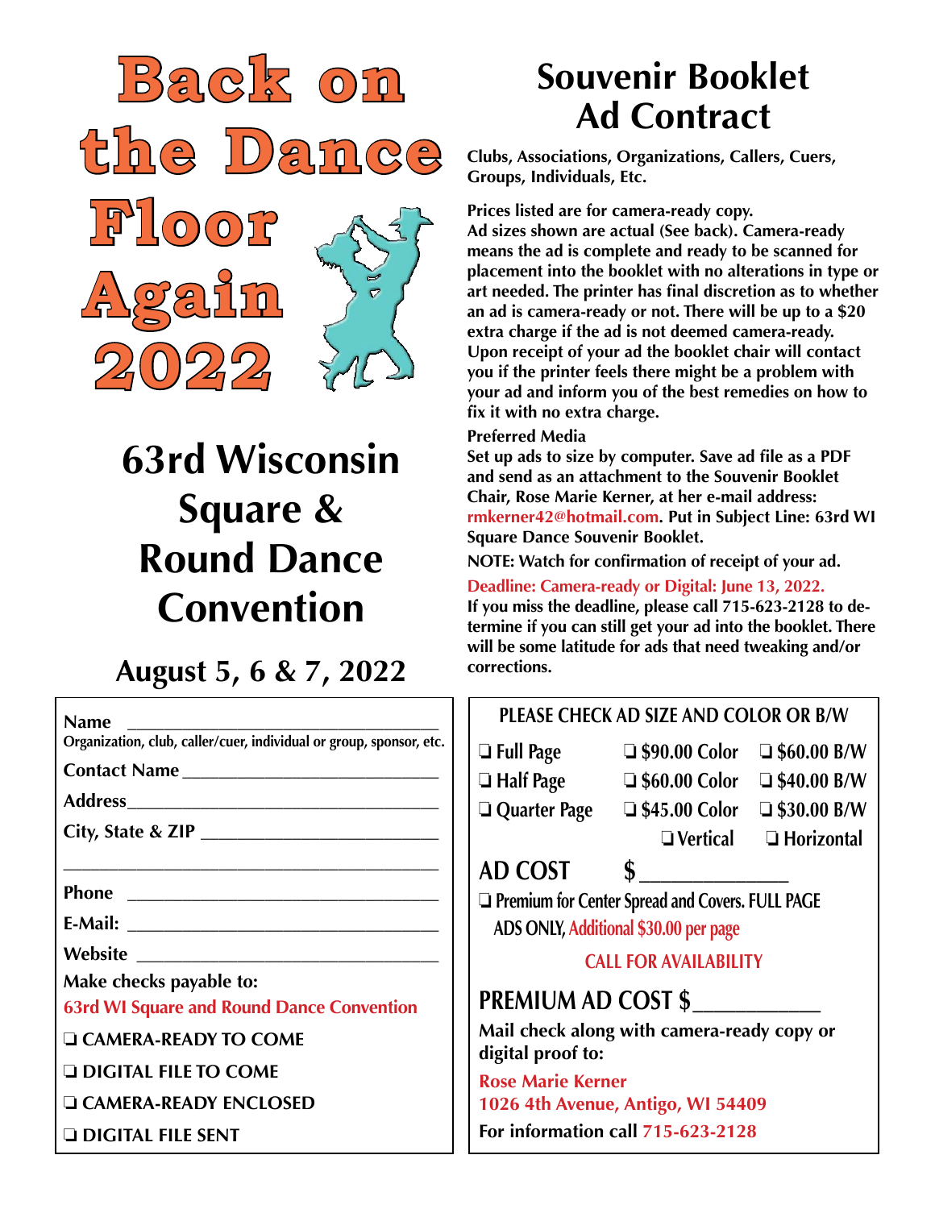# Back on the Dance Floor Again 2022

## 63rd Wisconsin Square & Round Dance Convention

### August 5, 6 & 7, 2022

# Souvenir Booklet Ad Contract

**Clubs, Associations, Organizations, Callers, Cuers, Groups, Individuals, Etc.**

**Prices listed are for camera-ready copy.**
**Ad sizes shown are actual (See back). Camera-ready means the ad is complete and ready to be scanned for placement into the booklet with no alterations in type or art needed. The printer has final discretion as to whether an ad is camera-ready or not. There will be up to a $20 extra charge if the ad is not deemed camera-ready. Upon receipt of your ad the booklet chair will contact you if the printer feels there might be a problem with your ad and inform you of the best remedies on how to fix it with no extra charge.**

**Preferred Media**
**Set up ads to size by computer. Save ad file as a PDF and send as an attachment to the Souvenir Booklet Chair, Rose Marie Kerner, at her e-mail address: rmkerner42@hotmail.com. Put in Subject Line: 63rd WI Square Dance Souvenir Booklet.**

**NOTE: Watch for confirmation of receipt of your ad.**

**Deadline: Camera-ready or Digital: June 13, 2022.**
**If you miss the deadline, please call 715-623-2128 to determine if you can still get your ad into the booklet. There will be some latitude for ads that need tweaking and/or corrections.**

---

**Name** ___________________________________
Organization, club, caller/cuer, individual or group, sponsor, etc.

**Contact Name** ___________________________

**Address** ________________________________

**City, State & ZIP** _______________________

___________________________________________

**Phone** __________________________________

**E-Mail:** ________________________________

**Website** ________________________________

**Make checks payable to:**
**63rd WI Square and Round Dance Convention**

❑ CAMERA-READY TO COME

❑ DIGITAL FILE TO COME

❑ CAMERA-READY ENCLOSED

❑ DIGITAL FILE SENT

---

**PLEASE CHECK AD SIZE AND COLOR OR B/W**

| | | |
|---|---|---|
| ❑ Full Page | ❑ $90.00 Color | ❑ $60.00 B/W |
| ❑ Half Page | ❑ $60.00 Color | ❑ $40.00 B/W |
| ❑ Quarter Page | ❑ $45.00 Color | ❑ $30.00 B/W |
| | ❑ Vertical | ❑ Horizontal |

**AD COST** $ ______________

❑ Premium for Center Spread and Covers. FULL PAGE ADS ONLY, Additional $30.00 per page

CALL FOR AVAILABILITY

**PREMIUM AD COST $** ___________

**Mail check along with camera-ready copy or digital proof to:**

**Rose Marie Kerner**
**1026 4th Avenue, Antigo, WI 54409**

**For information call 715-623-2128**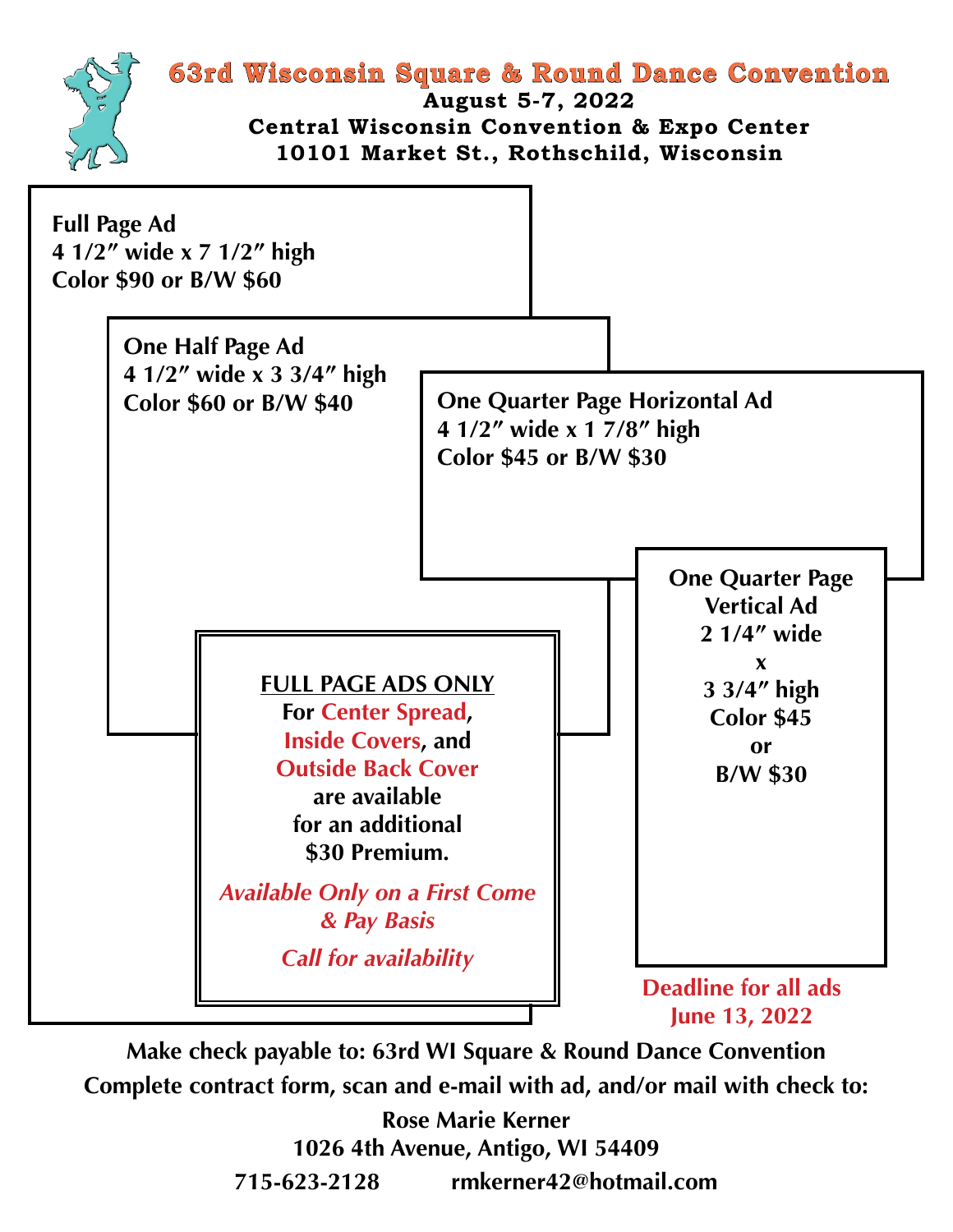# 63rd Wisconsin Square & Round Dance Convention

**August 5-7, 2022**
**Central Wisconsin Convention & Expo Center**
**10101 Market St., Rothschild, Wisconsin**

**Full Page Ad**
**4 1/2″ wide x 7 1/2″ high**
**Color $90 or B/W $60**

**One Half Page Ad**
**4 1/2″ wide x 3 3/4″ high**
**Color $60 or B/W $40**

**One Quarter Page Horizontal Ad**
**4 1/2″ wide x 1 7/8″ high**
**Color $45 or B/W $30**

**One Quarter Page Vertical Ad**
**2 1/4″ wide x 3 3/4″ high**
**Color $45 or B/W $30**

**FULL PAGE ADS ONLY**
**For Center Spread, Inside Covers, and Outside Back Cover are available for an additional $30 Premium.**

***Available Only on a First Come & Pay Basis***

***Call for availability***

**Deadline for all ads June 13, 2022**

**Make check payable to: 63rd WI Square & Round Dance Convention**
**Complete contract form, scan and e-mail with ad, and/or mail with check to:**

**Rose Marie Kerner**
**1026 4th Avenue, Antigo, WI 54409**
**715-623-2128 rmkerner42@hotmail.com**